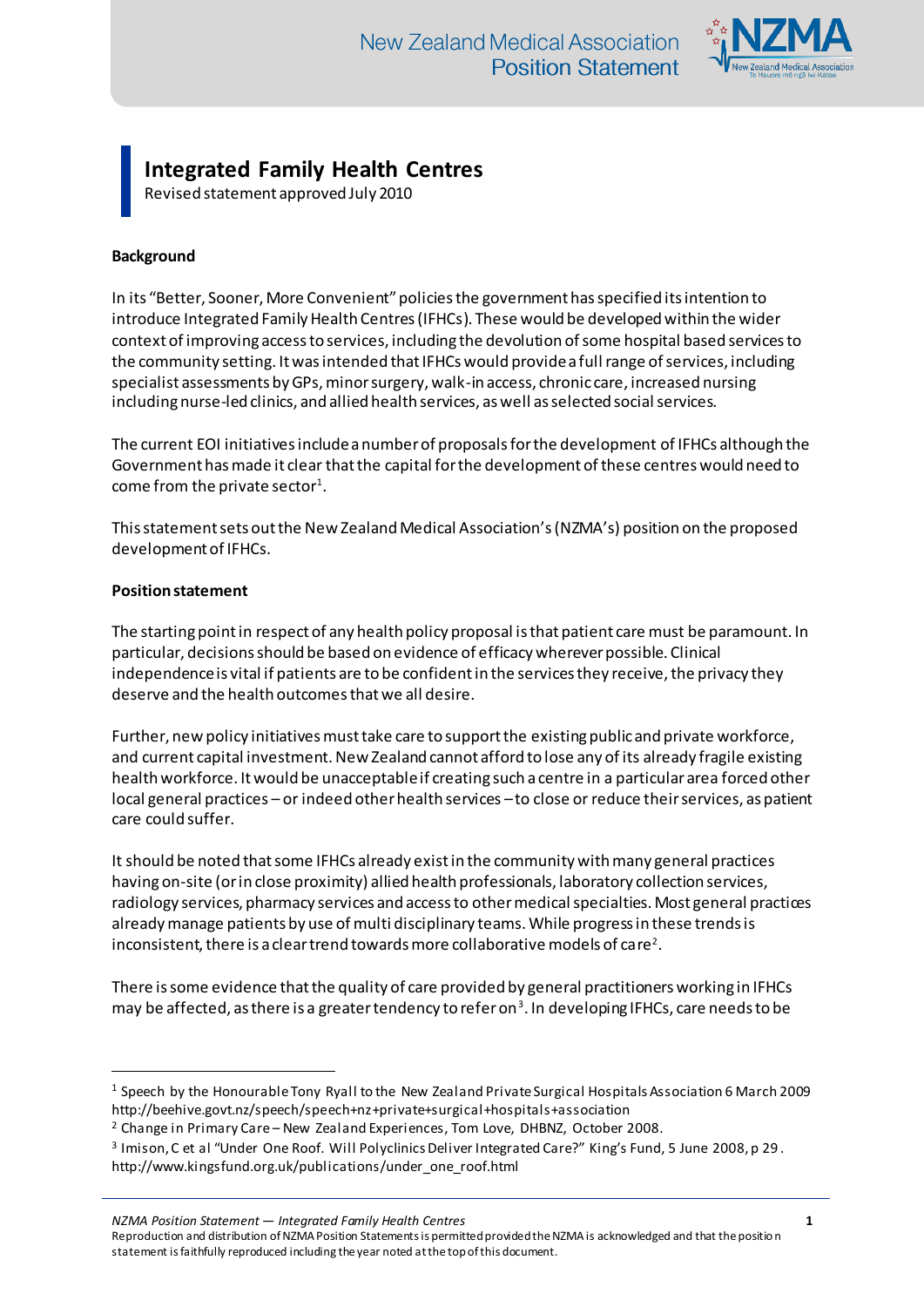# Integrated Family Health Centres

Revised statement approved July 2010

**Background**

In its "Better, Sooner, More Convenient" policies the government has specified its intention to introduce Integrated Family Health Centres (IFHCs). These would be developed within the wider context of improving access to services, including the devolution of some hospital based services to the community setting. It was intended that IFHCs would provide a full range of services, including specialist assessments by GPs, minor surgery, walk-in access, chronic care, increased nursing including nurse-led clinics, and allied health services, as well as selected social services.

The current EOI initiatives include a number of proposals for the development of IFHCs although the Government has made it clear that the capital for the development of these centres would need to come from the private sector[1].

This statement sets out the New Zealand Medical Association's (NZMA's) position on the proposed development of IFHCs.

**Position statement**

The starting point in respect of any health policy proposal is that patient care must be paramount. In particular, decisions should be based on evidence of efficacy wherever possible. Clinical independence is vital if patients are to be confident in the services they receive, the privacy they deserve and the health outcomes that we all desire.

Further, new policy initiatives must take care to support the existing public and private workforce, and current capital investment. New Zealand cannot afford to lose any of its already fragile existing health workforce. It would be unacceptable if creating such a centre in a particular area forced other local general practices – or indeed other health services – to close or reduce their services, as patient care could suffer.

It should be noted that some IFHCs already exist in the community with many general practices having on-site (or in close proximity) allied health professionals, laboratory collection services, radiology services, pharmacy services and access to other medical specialties. Most general practices already manage patients by use of multi disciplinary teams. While progress in these trends is inconsistent, there is a clear trend towards more collaborative models of care[2].

There is some evidence that the quality of care provided by general practitioners working in IFHCs may be affected, as there is a greater tendency to refer on[3]. In developing IFHCs, care needs to be

---

[1] Speech by the Honourable Tony Ryall to the New Zealand Private Surgical Hospitals Association 6 March 2009 http://beehive.govt.nz/speech/speech+nz+private+surgical+hospitals+association

[2] Change in Primary Care – New Zealand Experiences, Tom Love, DHBNZ, October 2008.

[3] Imison, C et al "Under One Roof. Will Polyclinics Deliver Integrated Care?" King's Fund, 5 June 2008, p 29. http://www.kingsfund.org.uk/publications/under_one_roof.html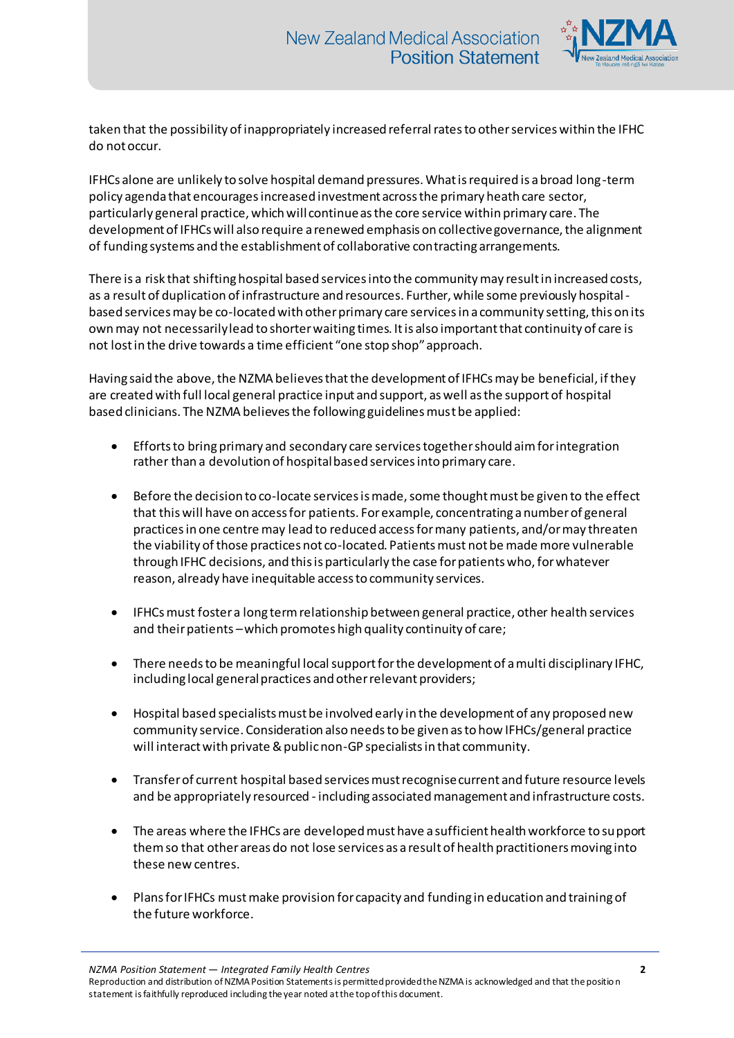taken that the possibility of inappropriately increased referral rates to other services within the IFHC do not occur.

IFHCs alone are unlikely to solve hospital demand pressures. What is required is a broad long-term policy agenda that encourages increased investment across the primary heath care sector, particularly general practice, which will continue as the core service within primary care. The development of IFHCs will also require a renewed emphasis on collective governance, the alignment of funding systems and the establishment of collaborative contracting arrangements.

There is a risk that shifting hospital based services into the community may result in increased costs, as a result of duplication of infrastructure and resources. Further, while some previously hospital-based services may be co-located with other primary care services in a community setting, this on its own may not necessarily lead to shorter waiting times. It is also important that continuity of care is not lost in the drive towards a time efficient "one stop shop" approach.

Having said the above, the NZMA believes that the development of IFHCs may be beneficial, if they are created with full local general practice input and support, as well as the support of hospital based clinicians. The NZMA believes the following guidelines must be applied:

- Efforts to bring primary and secondary care services together should aim for integration rather than a devolution of hospital based services into primary care.
- Before the decision to co-locate services is made, some thought must be given to the effect that this will have on access for patients. For example, concentrating a number of general practices in one centre may lead to reduced access for many patients, and/or may threaten the viability of those practices not co-located. Patients must not be made more vulnerable through IFHC decisions, and this is particularly the case for patients who, for whatever reason, already have inequitable access to community services.
- IFHCs must foster a long term relationship between general practice, other health services and their patients – which promotes high quality continuity of care;
- There needs to be meaningful local support for the development of a multi disciplinary IFHC, including local general practices and other relevant providers;
- Hospital based specialists must be involved early in the development of any proposed new community service. Consideration also needs to be given as to how IFHCs/general practice will interact with private & public non-GP specialists in that community.
- Transfer of current hospital based services must recognise current and future resource levels and be appropriately resourced - including associated management and infrastructure costs.
- The areas where the IFHCs are developed must have a sufficient health workforce to support them so that other areas do not lose services as a result of health practitioners moving into these new centres.
- Plans for IFHCs must make provision for capacity and funding in education and training of the future workforce.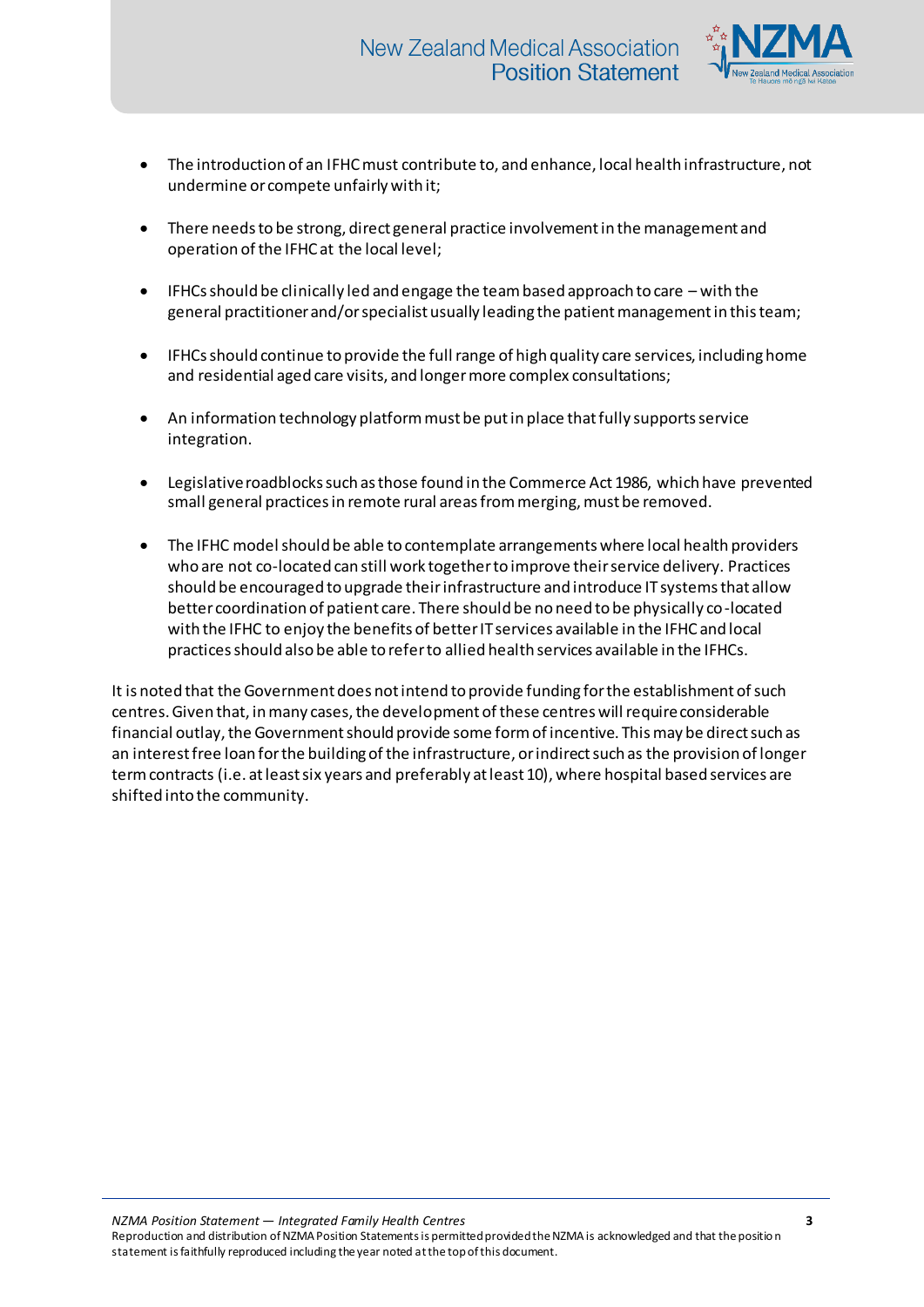- The introduction of an IFHC must contribute to, and enhance, local health infrastructure, not undermine or compete unfairly with it;

- There needs to be strong, direct general practice involvement in the management and operation of the IFHC at the local level;

- IFHCs should be clinically led and engage the team based approach to care – with the general practitioner and/or specialist usually leading the patient management in this team;

- IFHCs should continue to provide the full range of high quality care services, including home and residential aged care visits, and longer more complex consultations;

- An information technology platform must be put in place that fully supports service integration.

- Legislative roadblocks such as those found in the Commerce Act 1986, which have prevented small general practices in remote rural areas from merging, must be removed.

- The IFHC model should be able to contemplate arrangements where local health providers who are not co-located can still work together to improve their service delivery. Practices should be encouraged to upgrade their infrastructure and introduce IT systems that allow better coordination of patient care. There should be no need to be physically co-located with the IFHC to enjoy the benefits of better IT services available in the IFHC and local practices should also be able to refer to allied health services available in the IFHCs.

It is noted that the Government does not intend to provide funding for the establishment of such centres. Given that, in many cases, the development of these centres will require considerable financial outlay, the Government should provide some form of incentive. This may be direct such as an interest free loan for the building of the infrastructure, or indirect such as the provision of longer term contracts (i.e. at least six years and preferably at least 10), where hospital based services are shifted into the community.